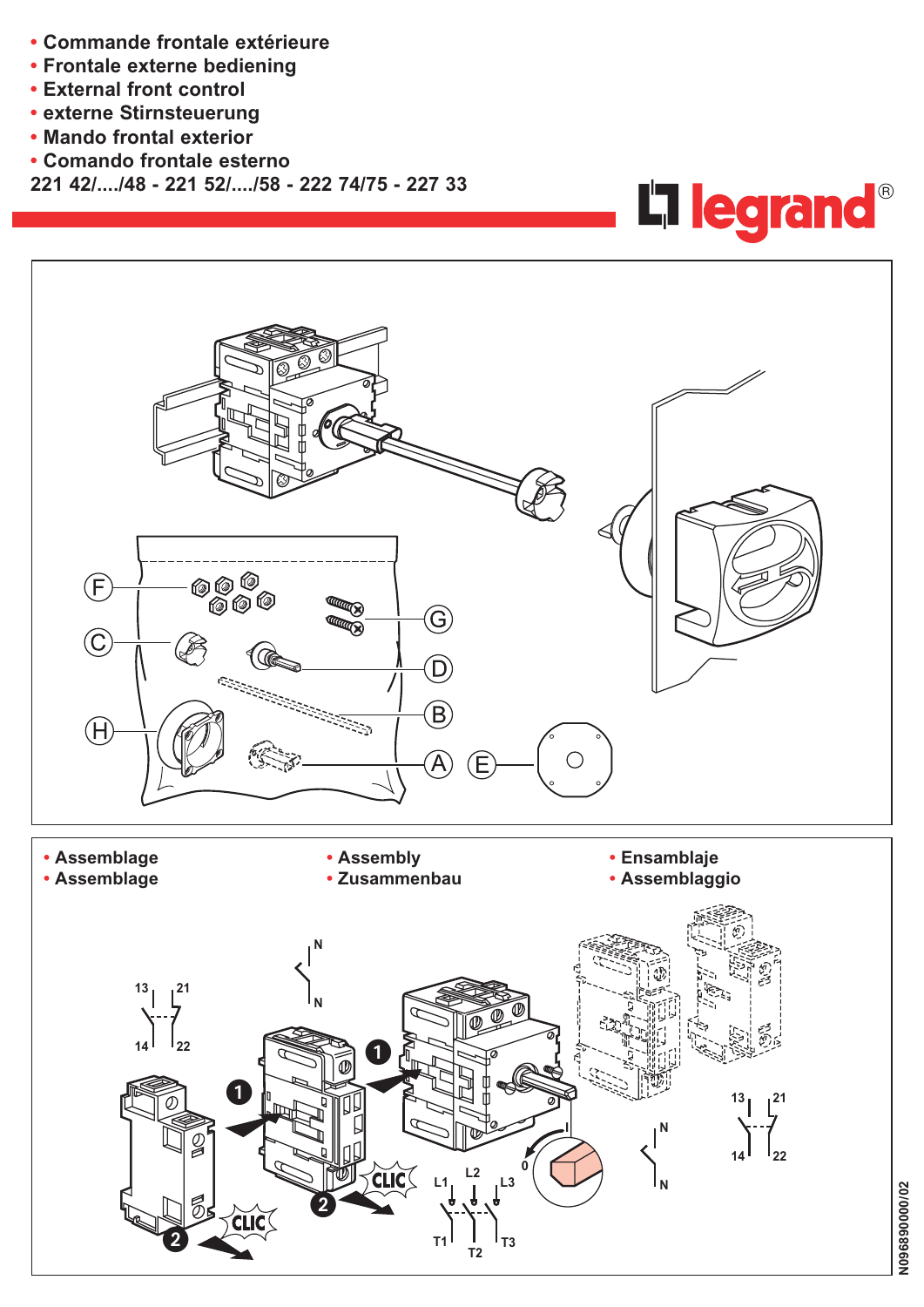- Commande frontale extérieure
- Frontale externe bediening
- External front control
- externe Stirnsteuerung
- Mando frontal exterior
- Comando frontale esterno

**221 42/..../48 - 221 52/..../58 - 222 74/75 - 227 33**

legrand®

F G C D B H A E

- Assemblage
- Assemblage
- Assembly
- Zusammenbau
- Ensamblaje
- Assemblaggio

N096890000/02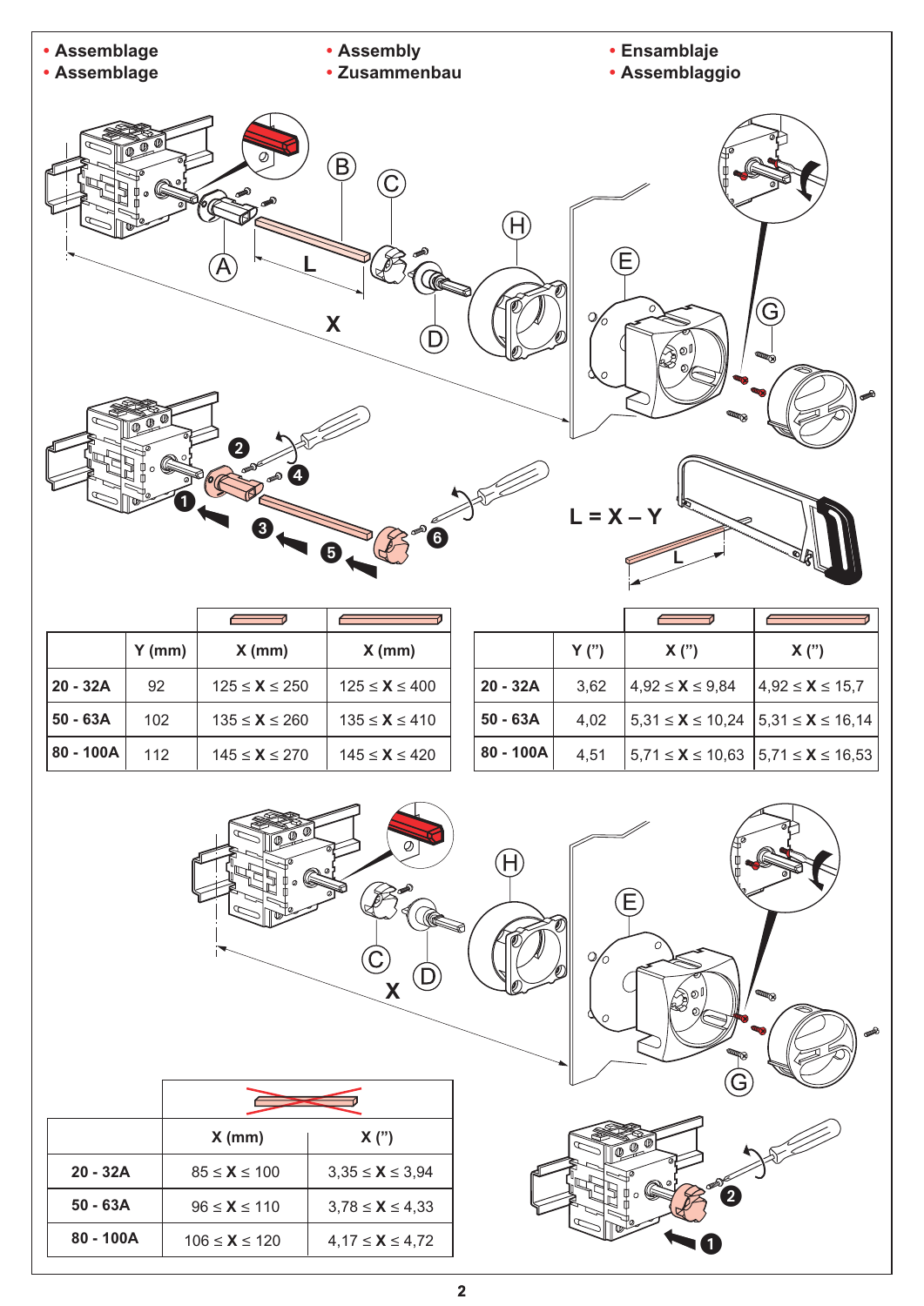- Assemblage
- Assemblage
- Assembly
- Zusammenbau
- Ensamblaje
- Assemblaggio

L = X – Y

| | Y (mm) | X (mm) | X (mm) |
|---|---|---|---|
| **20 - 32A** | 92 | 125 ≤ **X** ≤ 250 | 125 ≤ **X** ≤ 400 |
| **50 - 63A** | 102 | 135 ≤ **X** ≤ 260 | 135 ≤ **X** ≤ 410 |
| **80 - 100A** | 112 | 145 ≤ **X** ≤ 270 | 145 ≤ **X** ≤ 420 |

| | Y (") | X (") | X (") |
|---|---|---|---|
| **20 - 32A** | 3,62 | 4,92 ≤ **X** ≤ 9,84 | 4,92 ≤ **X** ≤ 15,7 |
| **50 - 63A** | 4,02 | 5,31 ≤ **X** ≤ 10,24 | 5,31 ≤ **X** ≤ 16,14 |
| **80 - 100A** | 4,51 | 5,71 ≤ **X** ≤ 10,63 | 5,71 ≤ **X** ≤ 16,53 |

| | X (mm) | X (") |
|---|---|---|
| **20 - 32A** | 85 ≤ **X** ≤ 100 | 3,35 ≤ **X** ≤ 3,94 |
| **50 - 63A** | 96 ≤ **X** ≤ 110 | 3,78 ≤ **X** ≤ 4,33 |
| **80 - 100A** | 106 ≤ **X** ≤ 120 | 4,17 ≤ **X** ≤ 4,72 |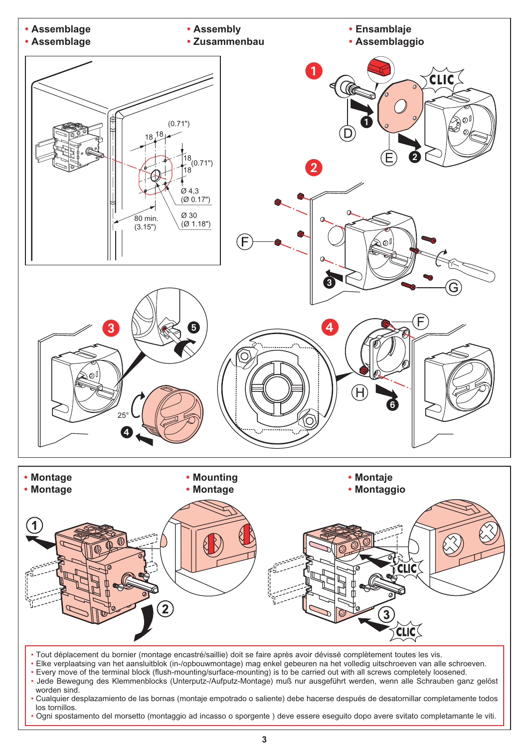- Assemblage
- Assemblage
- Assembly
- Zusammenbau
- Ensamblaje
- Assemblaggio

- Montage
- Montage
- Mounting
- Montage
- Montaje
- Montaggio

- Tout déplacement du bornier (montage encastré/saillie) doit se faire après avoir dévissé complètement toutes les vis.
- Elke verplaatsing van het aansluitblok (in-/opbouwmontage) mag enkel gebeuren na het volledig uitschroeven van alle schroeven.
- Every move of the terminal block (flush-mounting/surface-mounting) is to be carried out with all screws completely loosened.
- Jede Bewegung des Klemmenblocks (Unterputz-/Aufputz-Montage) muß nur ausgeführt werden, wenn alle Schrauben ganz gelöst worden sind.
- Cualquier desplazamiento de las bornas (montaje empotrado o saliente) debe hacerse después de desatornillar completamente todos los tornillos.
- Ogni spostamento del morsetto (montaggio ad incasso o sporgente ) deve essere eseguito dopo avere svitato completamante le viti.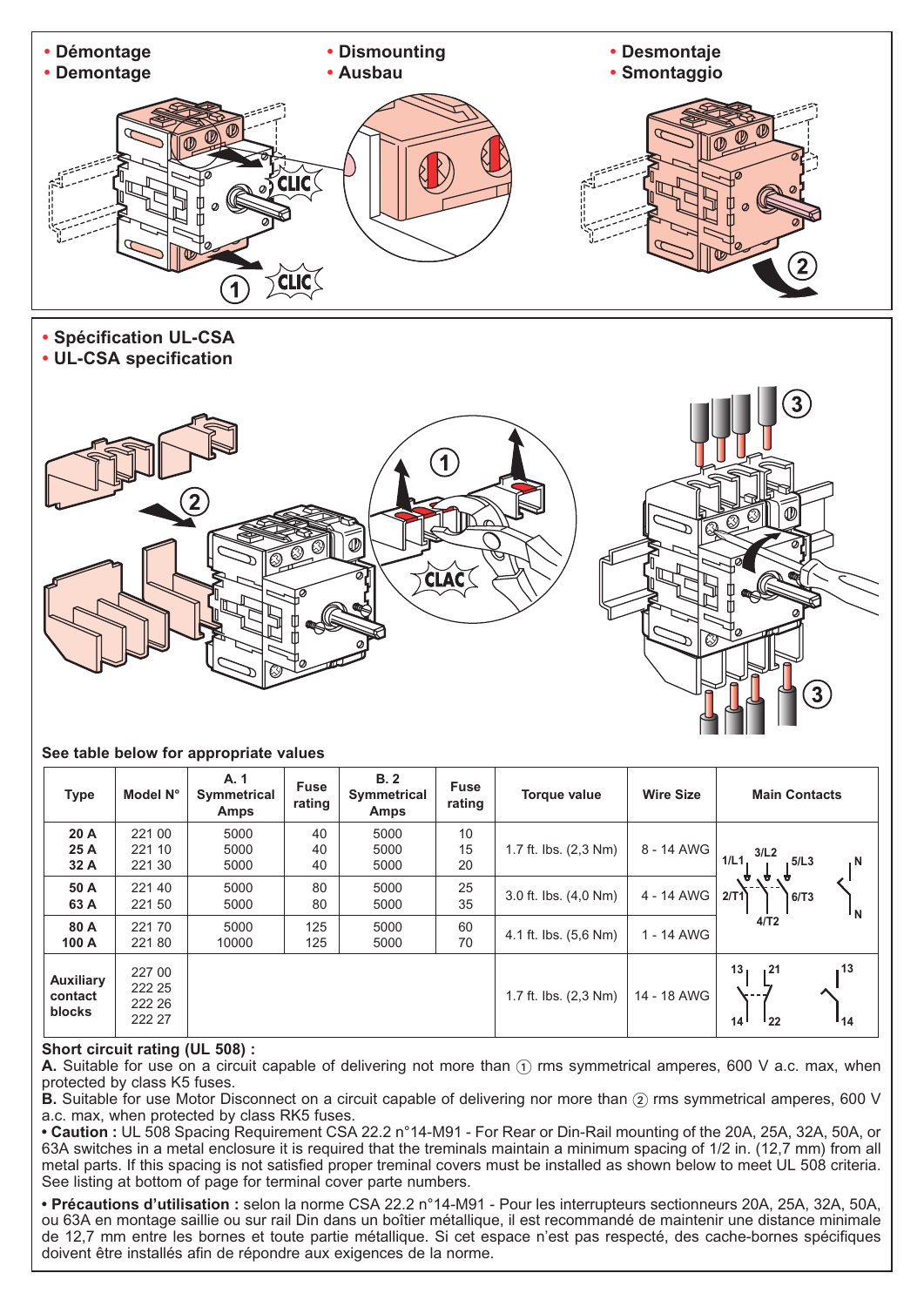- Démontage
- Demontage

- Dismounting
- Ausbau

- Desmontaje
- Smontaggio

CLIC

CLIC

1

2

- Spécification UL-CSA
- UL-CSA specification

1

2

3

3

CLAC

See table below for appropriate values

| Type | Model N° | A. 1 Symmetrical Amps | Fuse rating | B. 2 Symmetrical Amps | Fuse rating | Torque value | Wire Size | Main Contacts |
|---|---|---|---|---|---|---|---|---|
| 20 A<br>25 A<br>32 A | 221 00<br>221 10<br>221 30 | 5000<br>5000<br>5000 | 40<br>40<br>40 | 5000<br>5000<br>5000 | 10<br>15<br>20 | 1.7 ft. lbs. (2,3 Nm) | 8 - 14 AWG | 1/L1 3/L2 5/L3 N<br>2/T1 4/T2 6/T3 N |
| 50 A<br>63 A | 221 40<br>221 50 | 5000<br>5000 | 80<br>80 | 5000<br>5000 | 25<br>35 | 3.0 ft. lbs. (4,0 Nm) | 4 - 14 AWG | |
| 80 A<br>100 A | 221 70<br>221 80 | 5000<br>10000 | 125<br>125 | 5000<br>5000 | 60<br>70 | 4.1 ft. lbs. (5,6 Nm) | 1 - 14 AWG | |
| Auxiliary contact blocks | 227 00<br>222 25<br>222 26<br>222 27 | | | | | 1.7 ft. lbs. (2,3 Nm) | 14 - 18 AWG | 13 21 13<br>14 22 14 |

**Short circuit rating (UL 508) :**

**A.** Suitable for use on a circuit capable of delivering not more than ① rms symmetrical amperes, 600 V a.c. max, when protected by class K5 fuses.

**B.** Suitable for use Motor Disconnect on a circuit capable of delivering nor more than ② rms symmetrical amperes, 600 V a.c. max, when protected by class RK5 fuses.

**• Caution :** UL 508 Spacing Requirement CSA 22.2 n°14-M91 - For Rear or Din-Rail mounting of the 20A, 25A, 32A, 50A, or 63A switches in a metal enclosure it is required that the treminals maintain a minimum spacing of 1/2 in. (12,7 mm) from all metal parts. If this spacing is not satisfied proper treminal covers must be installed as shown below to meet UL 508 criteria. See listing at bottom of page for terminal cover parte numbers.

**• Précautions d'utilisation :** selon la norme CSA 22.2 n°14-M91 - Pour les interrupteurs sectionneurs 20A, 25A, 32A, 50A, ou 63A en montage saillie ou sur rail Din dans un boîtier métallique, il est recommandé de maintenir une distance minimale de 12,7 mm entre les bornes et toute partie métallique. Si cet espace n'est pas respecté, des cache-bornes spécifiques doivent être installés afin de répondre aux exigences de la norme.